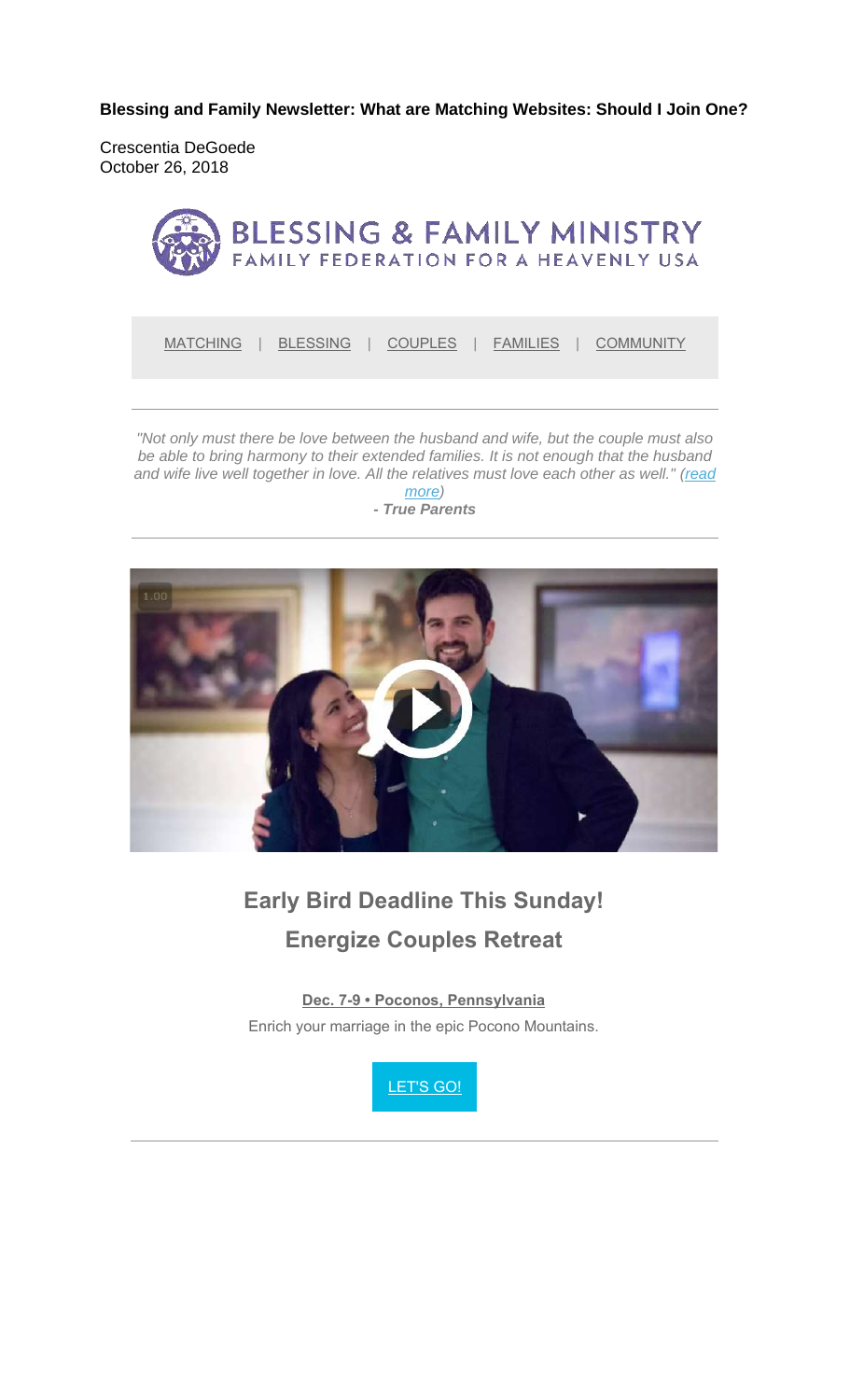**Blessing and Family Newsletter: What are Matching Websites: Should I Join One?**

Crescentia DeGoede
October 26, 2018

BLESSING & FAMILY MINISTRY
FAMILY FEDERATION FOR A HEAVENLY USA

MATCHING | BLESSING | COUPLES | FAMILIES | COMMUNITY

---

*"Not only must there be love between the husband and wife, but the couple must also be able to bring harmony to their extended families. It is not enough that the husband and wife live well together in love. All the relatives must love each other as well." (read more)*
***- True Parents***

---

## Early Bird Deadline This Sunday!
## Energize Couples Retreat

**Dec. 7-9 • Poconos, Pennsylvania**

Enrich your marriage in the epic Pocono Mountains.

LET'S GO!

---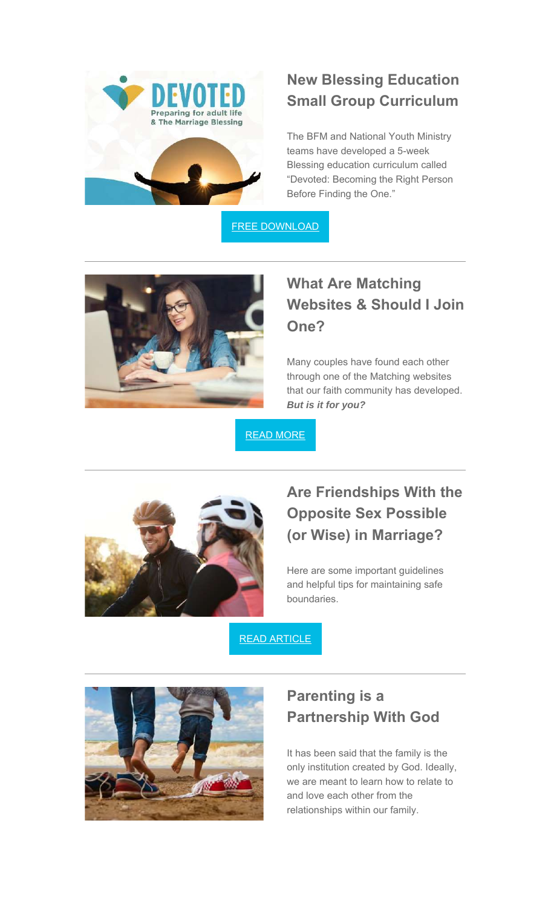## New Blessing Education Small Group Curriculum

The BFM and National Youth Ministry teams have developed a 5-week Blessing education curriculum called "Devoted: Becoming the Right Person Before Finding the One."

FREE DOWNLOAD

---

## What Are Matching Websites & Should I Join One?

Many couples have found each other through one of the Matching websites that our faith community has developed. ***But is it for you?***

READ MORE

---

## Are Friendships With the Opposite Sex Possible (or Wise) in Marriage?

Here are some important guidelines and helpful tips for maintaining safe boundaries.

READ ARTICLE

---

## Parenting is a Partnership With God

It has been said that the family is the only institution created by God. Ideally, we are meant to learn how to relate to and love each other from the relationships within our family.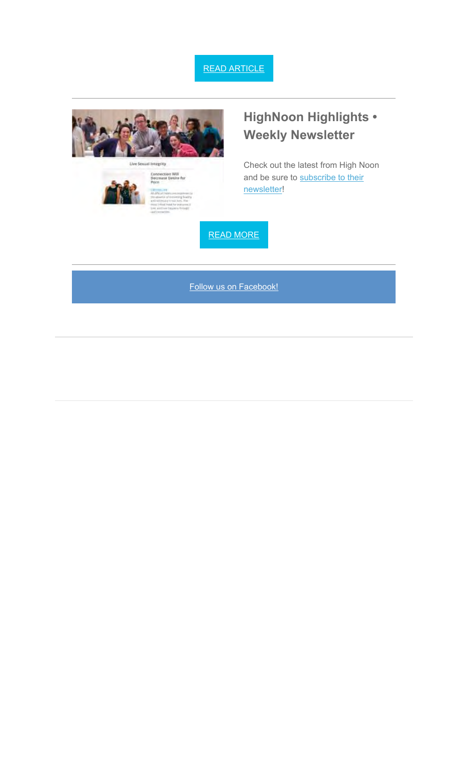READ ARTICLE

---

## HighNoon Highlights • Weekly Newsletter

Check out the latest from High Noon and be sure to subscribe to their newsletter!

READ MORE

---

Follow us on Facebook!